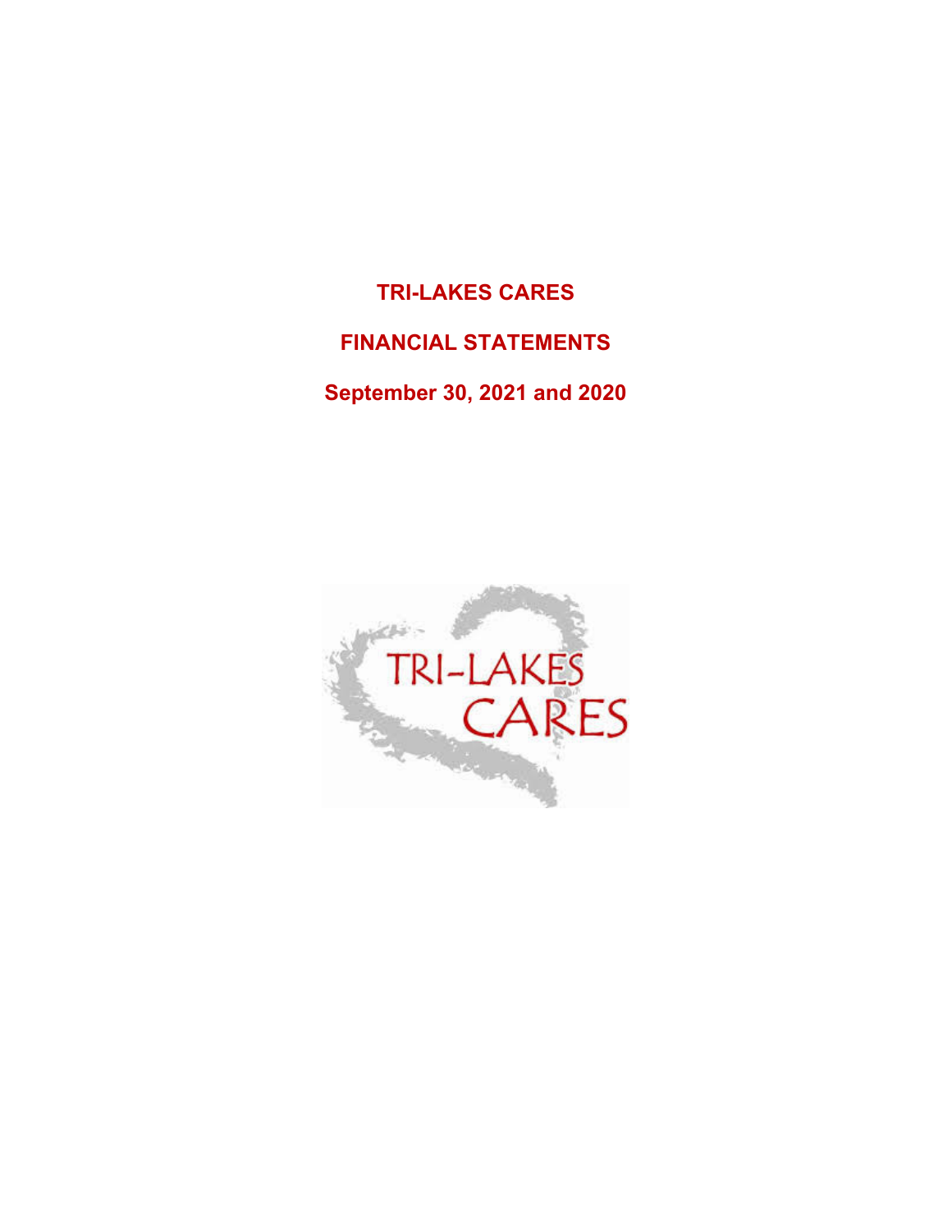# TRI-LAKES CARES

## FINANCIAL STATEMENTS

## September 30, 2021 and 2020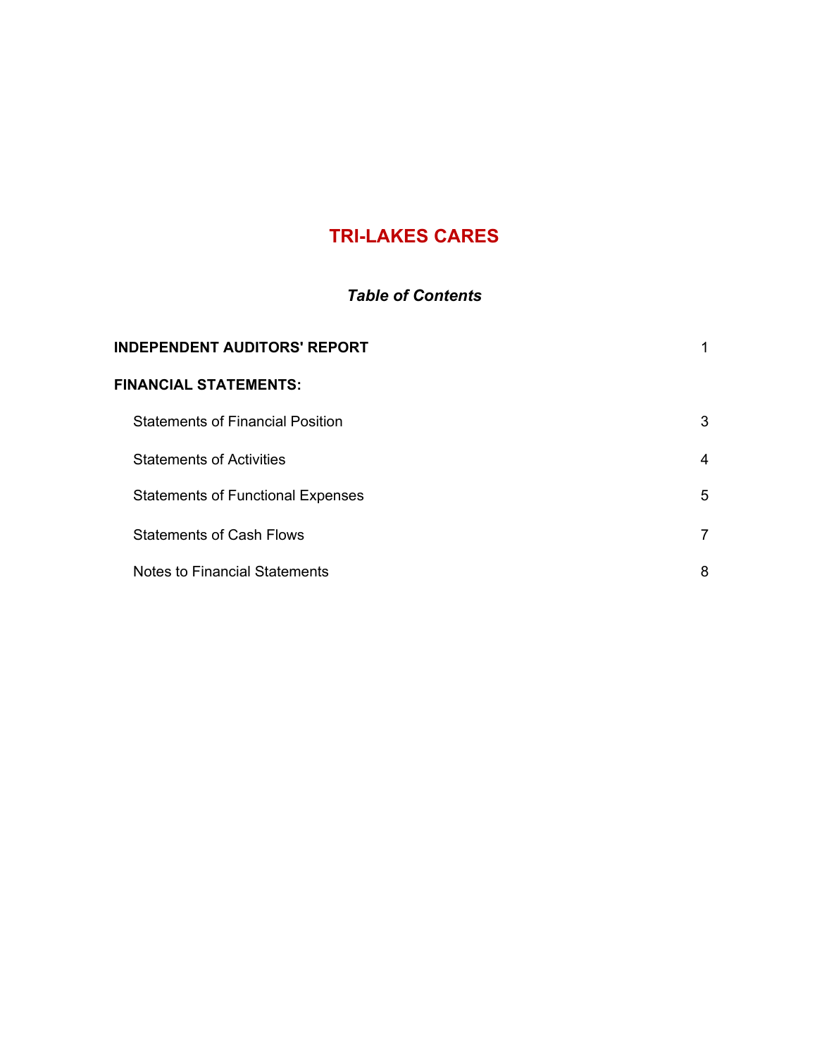# TRI-LAKES CARES

## *Table of Contents*

| | |
|---|---|
| **INDEPENDENT AUDITORS' REPORT** | 1 |
| **FINANCIAL STATEMENTS:** | |
| Statements of Financial Position | 3 |
| Statements of Activities | 4 |
| Statements of Functional Expenses | 5 |
| Statements of Cash Flows | 7 |
| Notes to Financial Statements | 8 |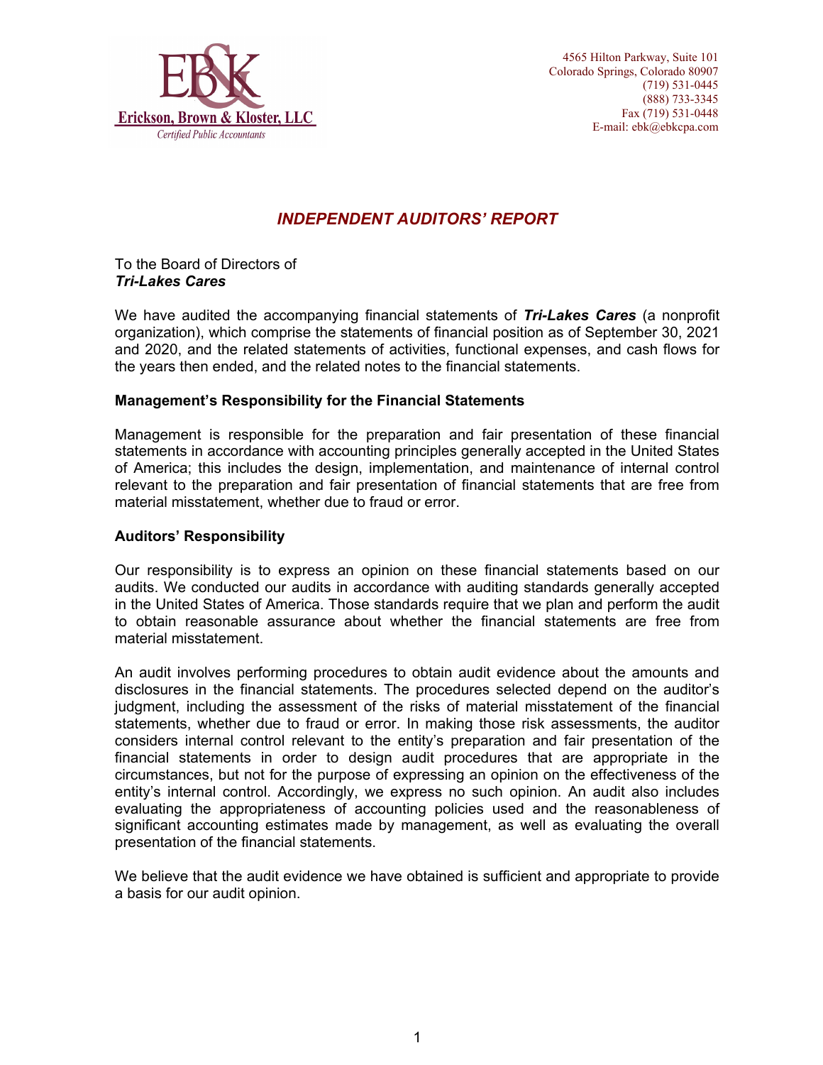Erickson, Brown & Kloster, LLC
*Certified Public Accountants*

4565 Hilton Parkway, Suite 101
Colorado Springs, Colorado 80907
(719) 531-0445
(888) 733-3345
Fax (719) 531-0448
E-mail: ebk@ebkcpa.com

# *INDEPENDENT AUDITORS' REPORT*

To the Board of Directors of
***Tri-Lakes Cares***

We have audited the accompanying financial statements of ***Tri-Lakes Cares*** (a nonprofit organization), which comprise the statements of financial position as of September 30, 2021 and 2020, and the related statements of activities, functional expenses, and cash flows for the years then ended, and the related notes to the financial statements.

### Management's Responsibility for the Financial Statements

Management is responsible for the preparation and fair presentation of these financial statements in accordance with accounting principles generally accepted in the United States of America; this includes the design, implementation, and maintenance of internal control relevant to the preparation and fair presentation of financial statements that are free from material misstatement, whether due to fraud or error.

### Auditors' Responsibility

Our responsibility is to express an opinion on these financial statements based on our audits. We conducted our audits in accordance with auditing standards generally accepted in the United States of America. Those standards require that we plan and perform the audit to obtain reasonable assurance about whether the financial statements are free from material misstatement.

An audit involves performing procedures to obtain audit evidence about the amounts and disclosures in the financial statements. The procedures selected depend on the auditor's judgment, including the assessment of the risks of material misstatement of the financial statements, whether due to fraud or error. In making those risk assessments, the auditor considers internal control relevant to the entity's preparation and fair presentation of the financial statements in order to design audit procedures that are appropriate in the circumstances, but not for the purpose of expressing an opinion on the effectiveness of the entity's internal control. Accordingly, we express no such opinion. An audit also includes evaluating the appropriateness of accounting policies used and the reasonableness of significant accounting estimates made by management, as well as evaluating the overall presentation of the financial statements.

We believe that the audit evidence we have obtained is sufficient and appropriate to provide a basis for our audit opinion.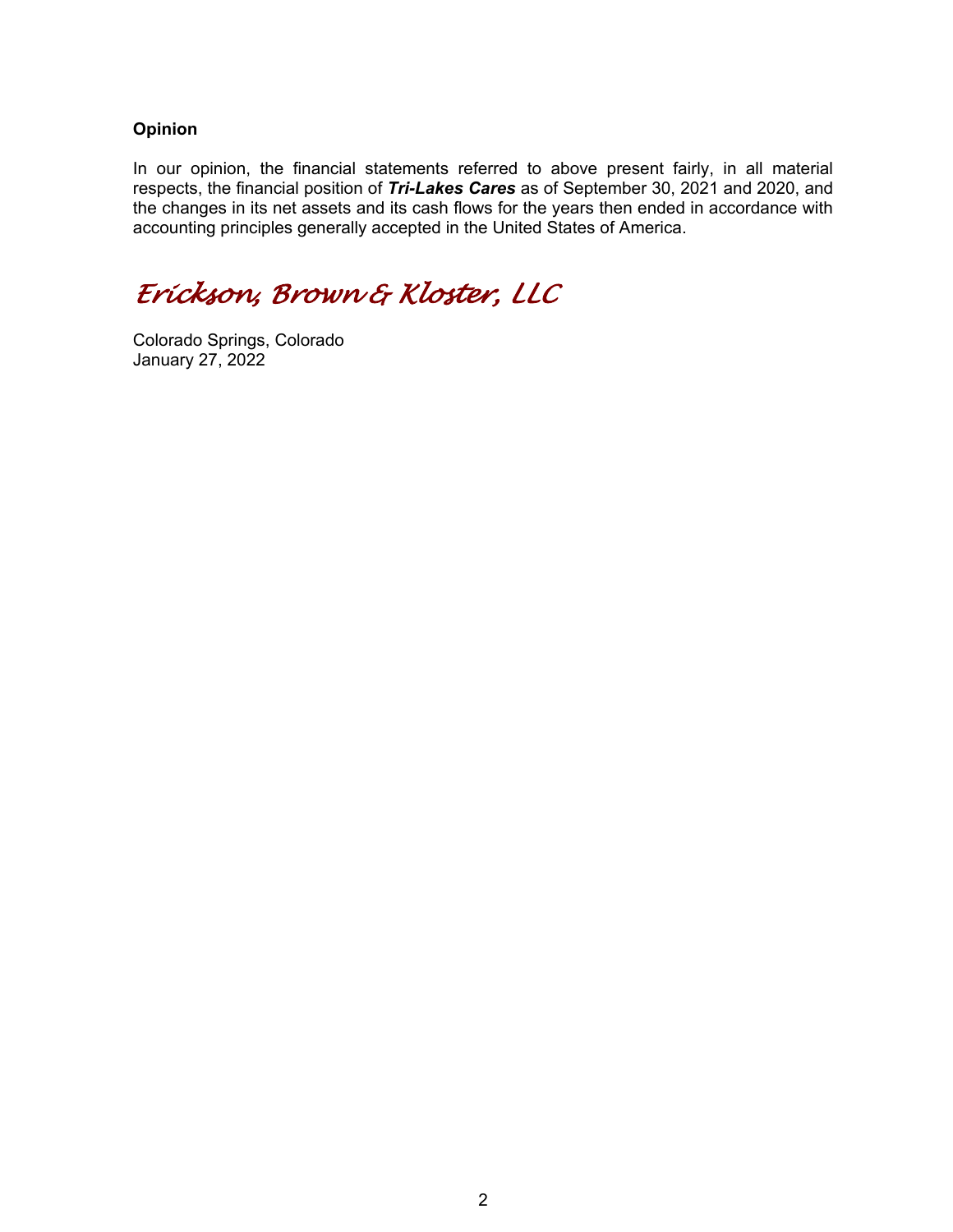**Opinion**

In our opinion, the financial statements referred to above present fairly, in all material respects, the financial position of ***Tri-Lakes Cares*** as of September 30, 2021 and 2020, and the changes in its net assets and its cash flows for the years then ended in accordance with accounting principles generally accepted in the United States of America.

*Erickson, Brown & Kloster, LLC*

Colorado Springs, Colorado
January 27, 2022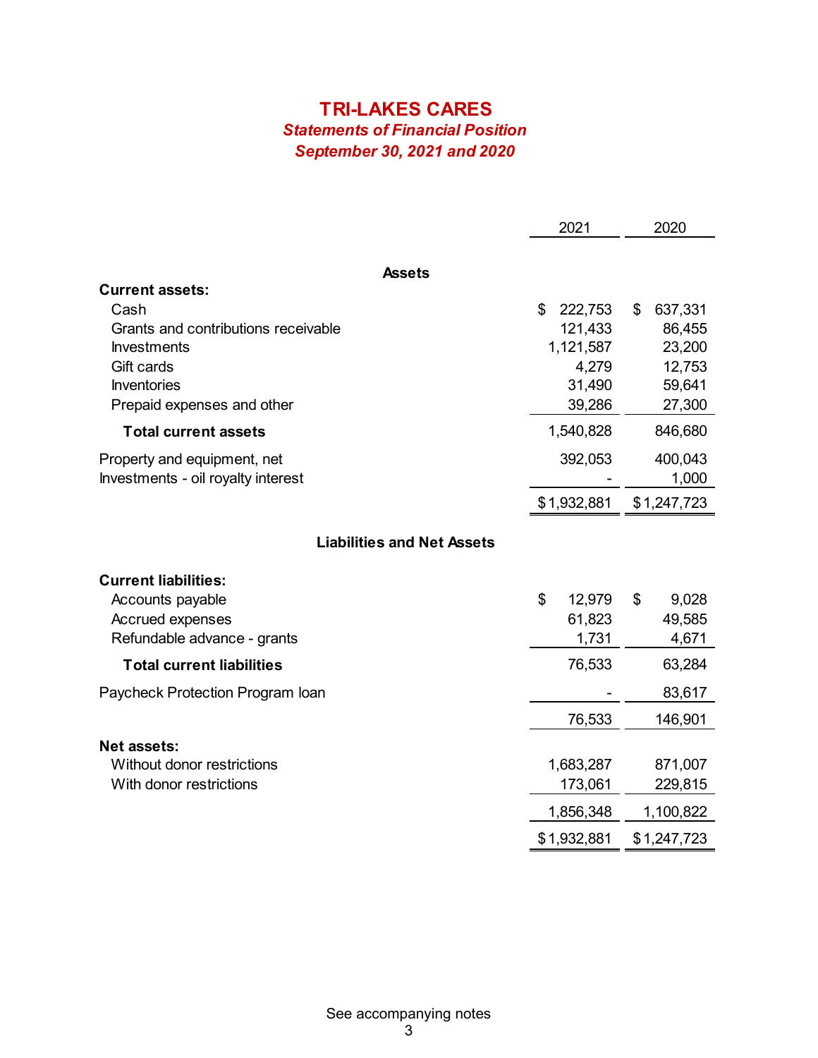# TRI-LAKES CARES

***Statements of Financial Position***

***September 30, 2021 and 2020***

| | 2021 | 2020 |
|---|---|---|
| **Assets** | | |
| **Current assets:** | | |
| Cash | $ 222,753 | $ 637,331 |
| Grants and contributions receivable | 121,433 | 86,455 |
| Investments | 1,121,587 | 23,200 |
| Gift cards | 4,279 | 12,753 |
| Inventories | 31,490 | 59,641 |
| Prepaid expenses and other | 39,286 | 27,300 |
| **Total current assets** | 1,540,828 | 846,680 |
| Property and equipment, net | 392,053 | 400,043 |
| Investments - oil royalty interest | - | 1,000 |
| | $ 1,932,881 | $ 1,247,723 |
| **Liabilities and Net Assets** | | |
| **Current liabilities:** | | |
| Accounts payable | $ 12,979 | $ 9,028 |
| Accrued expenses | 61,823 | 49,585 |
| Refundable advance - grants | 1,731 | 4,671 |
| **Total current liabilities** | 76,533 | 63,284 |
| Paycheck Protection Program loan | - | 83,617 |
| | 76,533 | 146,901 |
| **Net assets:** | | |
| Without donor restrictions | 1,683,287 | 871,007 |
| With donor restrictions | 173,061 | 229,815 |
| | 1,856,348 | 1,100,822 |
| | $ 1,932,881 | $ 1,247,723 |

See accompanying notes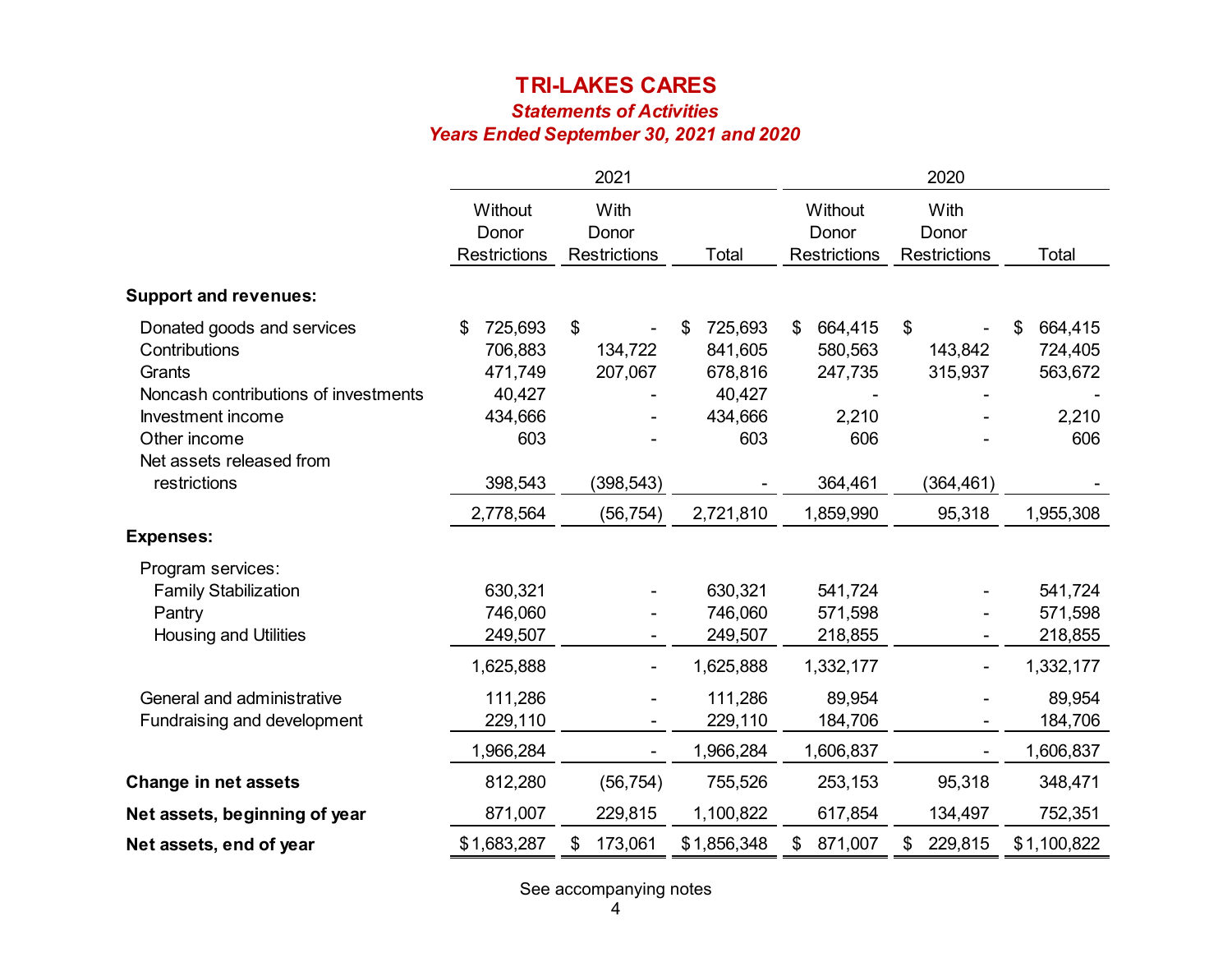# TRI-LAKES CARES

***Statements of Activities***

***Years Ended September 30, 2021 and 2020***

| | 2021 | | | 2020 | | |
|---|---|---|---|---|---|---|
| | Without Donor Restrictions | With Donor Restrictions | Total | Without Donor Restrictions | With Donor Restrictions | Total |
| **Support and revenues:** | | | | | | |
| Donated goods and services | $ 725,693 | $ - | $ 725,693 | $ 664,415 | $ - | $ 664,415 |
| Contributions | 706,883 | 134,722 | 841,605 | 580,563 | 143,842 | 724,405 |
| Grants | 471,749 | 207,067 | 678,816 | 247,735 | 315,937 | 563,672 |
| Noncash contributions of investments | 40,427 | - | 40,427 | - | - | - |
| Investment income | 434,666 | - | 434,666 | 2,210 | - | 2,210 |
| Other income | 603 | - | 603 | 606 | - | 606 |
| Net assets released from restrictions | 398,543 | (398,543) | - | 364,461 | (364,461) | - |
| | 2,778,564 | (56,754) | 2,721,810 | 1,859,990 | 95,318 | 1,955,308 |
| **Expenses:** | | | | | | |
| Program services: | | | | | | |
| Family Stabilization | 630,321 | - | 630,321 | 541,724 | - | 541,724 |
| Pantry | 746,060 | - | 746,060 | 571,598 | - | 571,598 |
| Housing and Utilities | 249,507 | - | 249,507 | 218,855 | - | 218,855 |
| | 1,625,888 | - | 1,625,888 | 1,332,177 | - | 1,332,177 |
| General and administrative | 111,286 | - | 111,286 | 89,954 | - | 89,954 |
| Fundraising and development | 229,110 | - | 229,110 | 184,706 | - | 184,706 |
| | 1,966,284 | - | 1,966,284 | 1,606,837 | - | 1,606,837 |
| **Change in net assets** | 812,280 | (56,754) | 755,526 | 253,153 | 95,318 | 348,471 |
| **Net assets, beginning of year** | 871,007 | 229,815 | 1,100,822 | 617,854 | 134,497 | 752,351 |
| **Net assets, end of year** | $ 1,683,287 | $ 173,061 | $ 1,856,348 | $ 871,007 | $ 229,815 | $ 1,100,822 |

See accompanying notes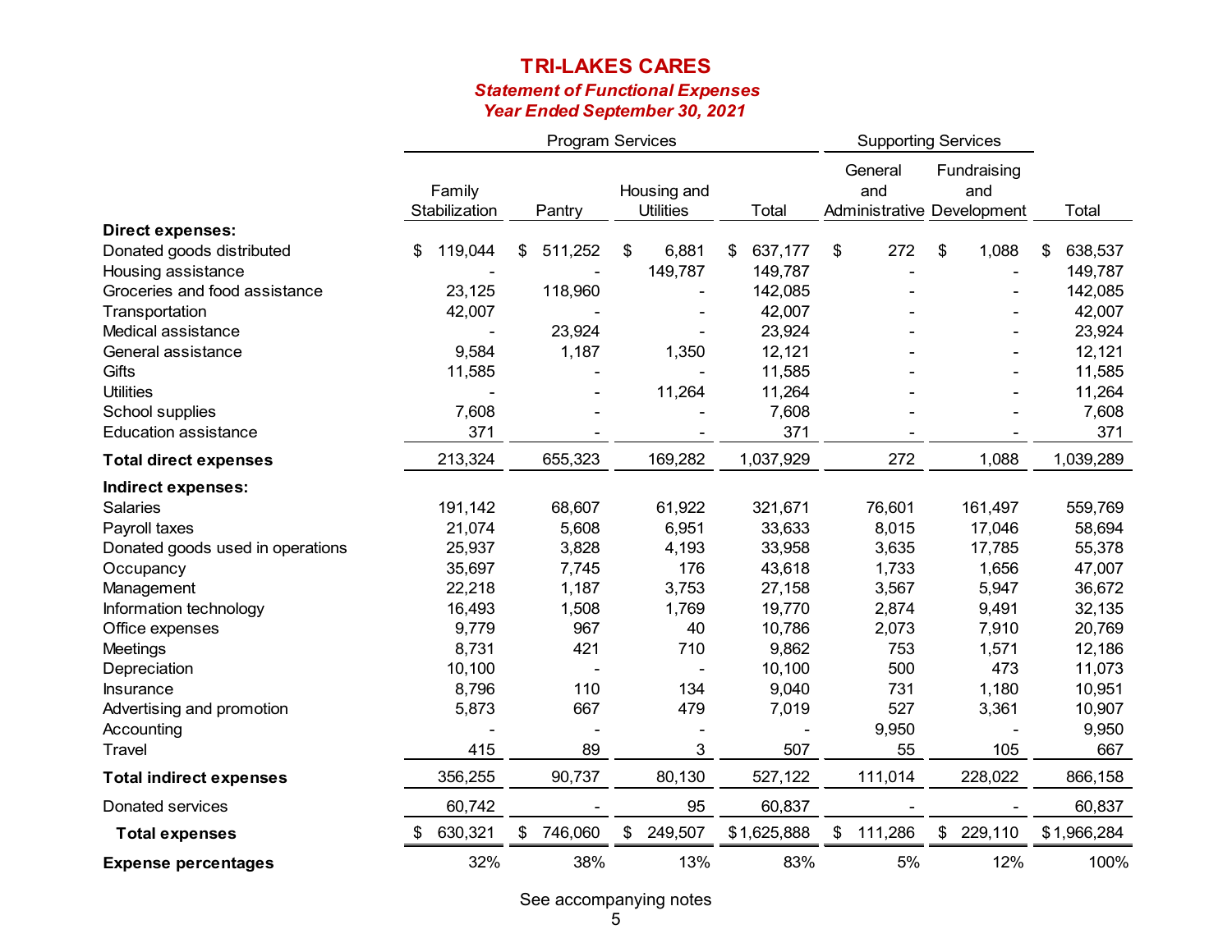# TRI-LAKES CARES

## *Statement of Functional Expenses*
## *Year Ended September 30, 2021*

| | Program Services | | | | Supporting Services | | |
|---|---|---|---|---|---|---|---|
| | Family Stabilization | Pantry | Housing and Utilities | Total | General and Administrative | Fundraising and Development | Total |
| **Direct expenses:** | | | | | | | |
| Donated goods distributed | $ 119,044 | $ 511,252 | $ 6,881 | $ 637,177 | $ 272 | $ 1,088 | $ 638,537 |
| Housing assistance | - | - | 149,787 | 149,787 | - | - | 149,787 |
| Groceries and food assistance | 23,125 | 118,960 | - | 142,085 | - | - | 142,085 |
| Transportation | 42,007 | - | - | 42,007 | - | - | 42,007 |
| Medical assistance | - | 23,924 | - | 23,924 | - | - | 23,924 |
| General assistance | 9,584 | 1,187 | 1,350 | 12,121 | - | - | 12,121 |
| Gifts | 11,585 | - | - | 11,585 | - | - | 11,585 |
| Utilities | - | - | 11,264 | 11,264 | - | - | 11,264 |
| School supplies | 7,608 | - | - | 7,608 | - | - | 7,608 |
| Education assistance | 371 | - | - | 371 | - | - | 371 |
| **Total direct expenses** | 213,324 | 655,323 | 169,282 | 1,037,929 | 272 | 1,088 | 1,039,289 |
| **Indirect expenses:** | | | | | | | |
| Salaries | 191,142 | 68,607 | 61,922 | 321,671 | 76,601 | 161,497 | 559,769 |
| Payroll taxes | 21,074 | 5,608 | 6,951 | 33,633 | 8,015 | 17,046 | 58,694 |
| Donated goods used in operations | 25,937 | 3,828 | 4,193 | 33,958 | 3,635 | 17,785 | 55,378 |
| Occupancy | 35,697 | 7,745 | 176 | 43,618 | 1,733 | 1,656 | 47,007 |
| Management | 22,218 | 1,187 | 3,753 | 27,158 | 3,567 | 5,947 | 36,672 |
| Information technology | 16,493 | 1,508 | 1,769 | 19,770 | 2,874 | 9,491 | 32,135 |
| Office expenses | 9,779 | 967 | 40 | 10,786 | 2,073 | 7,910 | 20,769 |
| Meetings | 8,731 | 421 | 710 | 9,862 | 753 | 1,571 | 12,186 |
| Depreciation | 10,100 | - | - | 10,100 | 500 | 473 | 11,073 |
| Insurance | 8,796 | 110 | 134 | 9,040 | 731 | 1,180 | 10,951 |
| Advertising and promotion | 5,873 | 667 | 479 | 7,019 | 527 | 3,361 | 10,907 |
| Accounting | - | - | - | - | 9,950 | - | 9,950 |
| Travel | 415 | 89 | 3 | 507 | 55 | 105 | 667 |
| **Total indirect expenses** | 356,255 | 90,737 | 80,130 | 527,122 | 111,014 | 228,022 | 866,158 |
| Donated services | 60,742 | - | 95 | 60,837 | - | - | 60,837 |
| **Total expenses** | $ 630,321 | $ 746,060 | $ 249,507 | $ 1,625,888 | $ 111,286 | $ 229,110 | $ 1,966,284 |
| **Expense percentages** | 32% | 38% | 13% | 83% | 5% | 12% | 100% |

See accompanying notes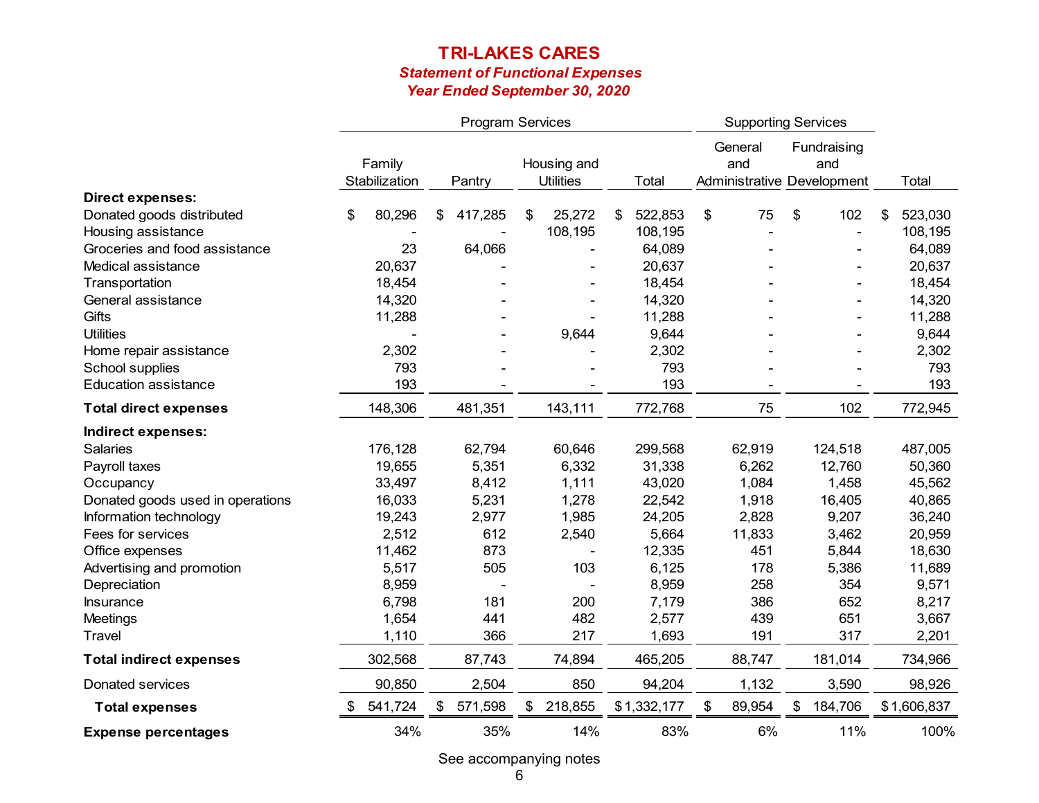# TRI-LAKES CARES

## *Statement of Functional Expenses*

### *Year Ended September 30, 2020*

| | Program Services | | | | Supporting Services | | |
|---|---|---|---|---|---|---|---|
| | Family Stabilization | Pantry | Housing and Utilities | Total | General and Administrative | Fundraising and Development | Total |
| **Direct expenses:** | | | | | | | |
| Donated goods distributed | $ 80,296 | $ 417,285 | $ 25,272 | $ 522,853 | $ 75 | $ 102 | $ 523,030 |
| Housing assistance | - | - | 108,195 | 108,195 | - | - | 108,195 |
| Groceries and food assistance | 23 | 64,066 | - | 64,089 | - | - | 64,089 |
| Medical assistance | 20,637 | - | - | 20,637 | - | - | 20,637 |
| Transportation | 18,454 | - | - | 18,454 | - | - | 18,454 |
| General assistance | 14,320 | - | - | 14,320 | - | - | 14,320 |
| Gifts | 11,288 | - | - | 11,288 | - | - | 11,288 |
| Utilities | - | - | 9,644 | 9,644 | - | - | 9,644 |
| Home repair assistance | 2,302 | - | - | 2,302 | - | - | 2,302 |
| School supplies | 793 | - | - | 793 | - | - | 793 |
| Education assistance | 193 | - | - | 193 | - | - | 193 |
| **Total direct expenses** | 148,306 | 481,351 | 143,111 | 772,768 | 75 | 102 | 772,945 |
| **Indirect expenses:** | | | | | | | |
| Salaries | 176,128 | 62,794 | 60,646 | 299,568 | 62,919 | 124,518 | 487,005 |
| Payroll taxes | 19,655 | 5,351 | 6,332 | 31,338 | 6,262 | 12,760 | 50,360 |
| Occupancy | 33,497 | 8,412 | 1,111 | 43,020 | 1,084 | 1,458 | 45,562 |
| Donated goods used in operations | 16,033 | 5,231 | 1,278 | 22,542 | 1,918 | 16,405 | 40,865 |
| Information technology | 19,243 | 2,977 | 1,985 | 24,205 | 2,828 | 9,207 | 36,240 |
| Fees for services | 2,512 | 612 | 2,540 | 5,664 | 11,833 | 3,462 | 20,959 |
| Office expenses | 11,462 | 873 | - | 12,335 | 451 | 5,844 | 18,630 |
| Advertising and promotion | 5,517 | 505 | 103 | 6,125 | 178 | 5,386 | 11,689 |
| Depreciation | 8,959 | - | - | 8,959 | 258 | 354 | 9,571 |
| Insurance | 6,798 | 181 | 200 | 7,179 | 386 | 652 | 8,217 |
| Meetings | 1,654 | 441 | 482 | 2,577 | 439 | 651 | 3,667 |
| Travel | 1,110 | 366 | 217 | 1,693 | 191 | 317 | 2,201 |
| **Total indirect expenses** | 302,568 | 87,743 | 74,894 | 465,205 | 88,747 | 181,014 | 734,966 |
| Donated services | 90,850 | 2,504 | 850 | 94,204 | 1,132 | 3,590 | 98,926 |
| **Total expenses** | $ 541,724 | $ 571,598 | $ 218,855 | $ 1,332,177 | $ 89,954 | $ 184,706 | $ 1,606,837 |
| **Expense percentages** | 34% | 35% | 14% | 83% | 6% | 11% | 100% |

See accompanying notes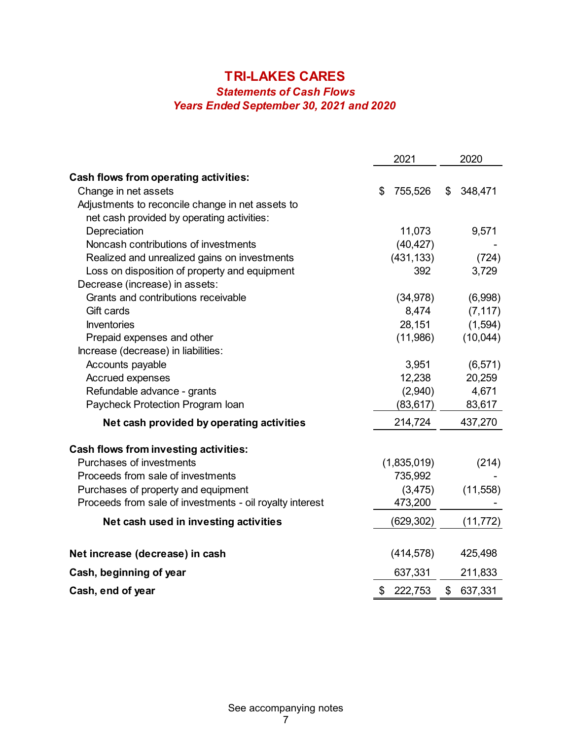# TRI-LAKES CARES

## *Statements of Cash Flows*

## *Years Ended September 30, 2021 and 2020*

| | 2021 | 2020 |
|---|---|---|
| **Cash flows from operating activities:** | | |
| Change in net assets | $ 755,526 | $ 348,471 |
| Adjustments to reconcile change in net assets to net cash provided by operating activities: | | |
| Depreciation | 11,073 | 9,571 |
| Noncash contributions of investments | (40,427) | - |
| Realized and unrealized gains on investments | (431,133) | (724) |
| Loss on disposition of property and equipment | 392 | 3,729 |
| Decrease (increase) in assets: | | |
| Grants and contributions receivable | (34,978) | (6,998) |
| Gift cards | 8,474 | (7,117) |
| Inventories | 28,151 | (1,594) |
| Prepaid expenses and other | (11,986) | (10,044) |
| Increase (decrease) in liabilities: | | |
| Accounts payable | 3,951 | (6,571) |
| Accrued expenses | 12,238 | 20,259 |
| Refundable advance - grants | (2,940) | 4,671 |
| Paycheck Protection Program loan | (83,617) | 83,617 |
| **Net cash provided by operating activities** | 214,724 | 437,270 |
| **Cash flows from investing activities:** | | |
| Purchases of investments | (1,835,019) | (214) |
| Proceeds from sale of investments | 735,992 | - |
| Purchases of property and equipment | (3,475) | (11,558) |
| Proceeds from sale of investments - oil royalty interest | 473,200 | - |
| **Net cash used in investing activities** | (629,302) | (11,772) |
| **Net increase (decrease) in cash** | (414,578) | 425,498 |
| **Cash, beginning of year** | 637,331 | 211,833 |
| **Cash, end of year** | $ 222,753 | $ 637,331 |

See accompanying notes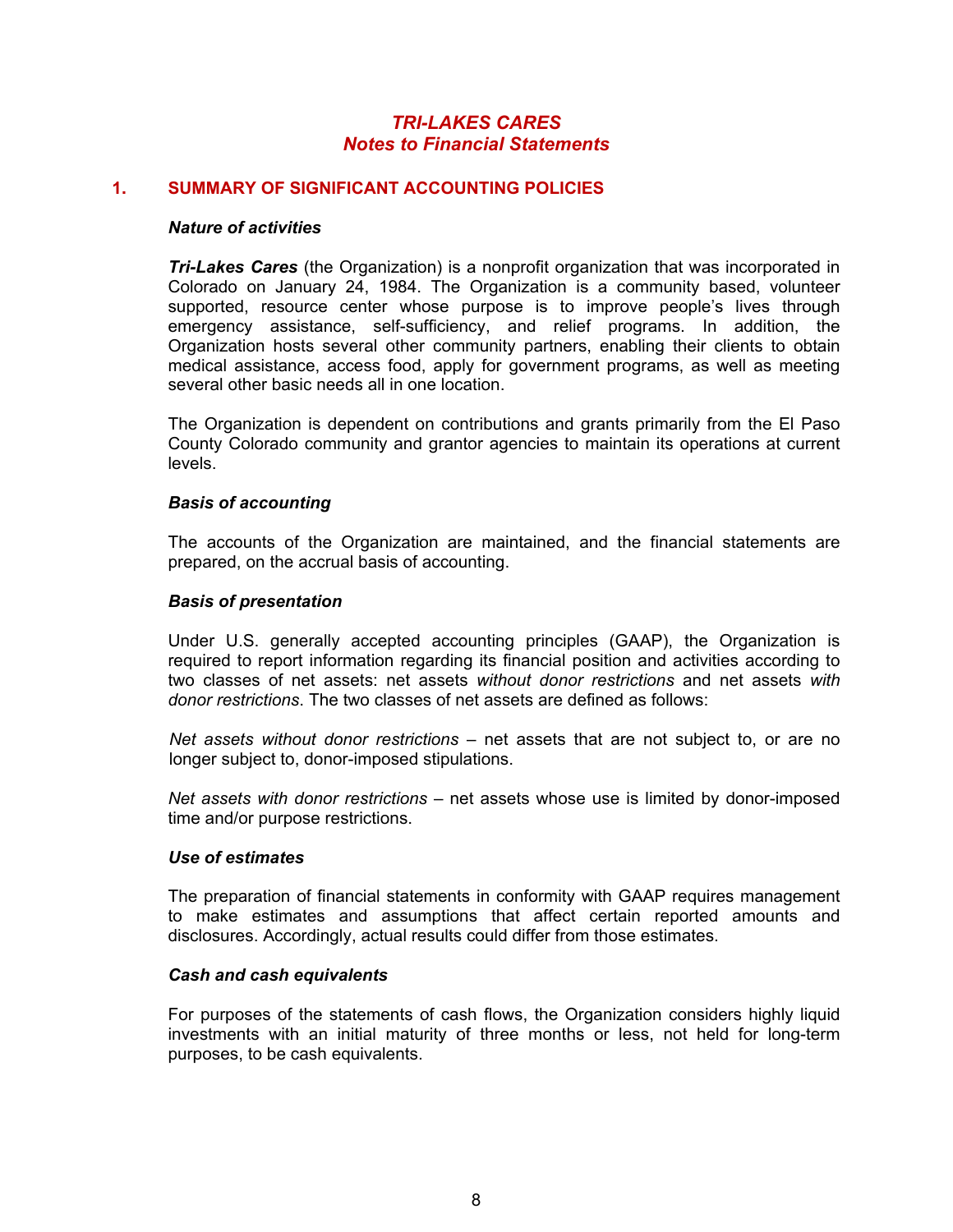# *TRI-LAKES CARES*
## *Notes to Financial Statements*

### 1. SUMMARY OF SIGNIFICANT ACCOUNTING POLICIES

***Nature of activities***

***Tri-Lakes Cares*** (the Organization) is a nonprofit organization that was incorporated in Colorado on January 24, 1984. The Organization is a community based, volunteer supported, resource center whose purpose is to improve people's lives through emergency assistance, self-sufficiency, and relief programs. In addition, the Organization hosts several other community partners, enabling their clients to obtain medical assistance, access food, apply for government programs, as well as meeting several other basic needs all in one location.

The Organization is dependent on contributions and grants primarily from the El Paso County Colorado community and grantor agencies to maintain its operations at current levels.

***Basis of accounting***

The accounts of the Organization are maintained, and the financial statements are prepared, on the accrual basis of accounting.

***Basis of presentation***

Under U.S. generally accepted accounting principles (GAAP), the Organization is required to report information regarding its financial position and activities according to two classes of net assets: net assets *without donor restrictions* and net assets *with donor restrictions*. The two classes of net assets are defined as follows:

*Net assets without donor restrictions* – net assets that are not subject to, or are no longer subject to, donor-imposed stipulations.

*Net assets with donor restrictions* – net assets whose use is limited by donor-imposed time and/or purpose restrictions.

***Use of estimates***

The preparation of financial statements in conformity with GAAP requires management to make estimates and assumptions that affect certain reported amounts and disclosures. Accordingly, actual results could differ from those estimates.

***Cash and cash equivalents***

For purposes of the statements of cash flows, the Organization considers highly liquid investments with an initial maturity of three months or less, not held for long-term purposes, to be cash equivalents.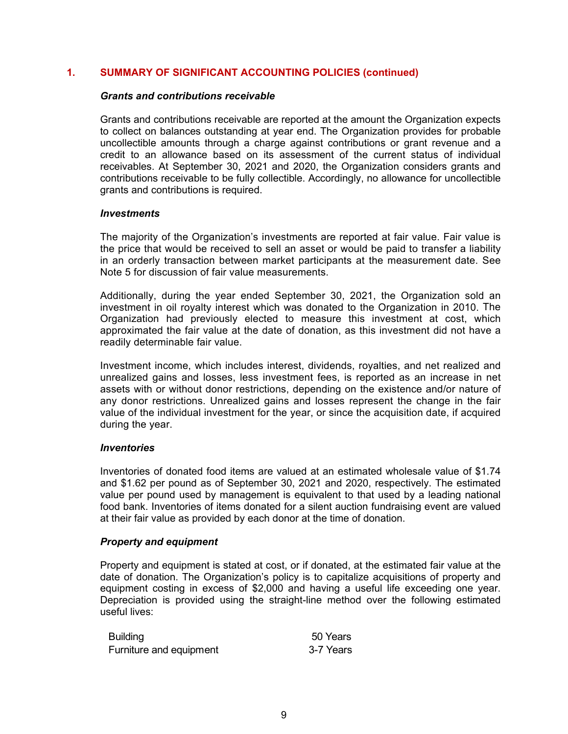## 1. SUMMARY OF SIGNIFICANT ACCOUNTING POLICIES (continued)

### *Grants and contributions receivable*

Grants and contributions receivable are reported at the amount the Organization expects to collect on balances outstanding at year end. The Organization provides for probable uncollectible amounts through a charge against contributions or grant revenue and a credit to an allowance based on its assessment of the current status of individual receivables. At September 30, 2021 and 2020, the Organization considers grants and contributions receivable to be fully collectible. Accordingly, no allowance for uncollectible grants and contributions is required.

### *Investments*

The majority of the Organization's investments are reported at fair value. Fair value is the price that would be received to sell an asset or would be paid to transfer a liability in an orderly transaction between market participants at the measurement date. See Note 5 for discussion of fair value measurements.

Additionally, during the year ended September 30, 2021, the Organization sold an investment in oil royalty interest which was donated to the Organization in 2010. The Organization had previously elected to measure this investment at cost, which approximated the fair value at the date of donation, as this investment did not have a readily determinable fair value.

Investment income, which includes interest, dividends, royalties, and net realized and unrealized gains and losses, less investment fees, is reported as an increase in net assets with or without donor restrictions, depending on the existence and/or nature of any donor restrictions. Unrealized gains and losses represent the change in the fair value of the individual investment for the year, or since the acquisition date, if acquired during the year.

### *Inventories*

Inventories of donated food items are valued at an estimated wholesale value of $1.74 and $1.62 per pound as of September 30, 2021 and 2020, respectively. The estimated value per pound used by management is equivalent to that used by a leading national food bank. Inventories of items donated for a silent auction fundraising event are valued at their fair value as provided by each donor at the time of donation.

### *Property and equipment*

Property and equipment is stated at cost, or if donated, at the estimated fair value at the date of donation. The Organization's policy is to capitalize acquisitions of property and equipment costing in excess of $2,000 and having a useful life exceeding one year. Depreciation is provided using the straight-line method over the following estimated useful lives:

| | |
|---|---|
| Building | 50 Years |
| Furniture and equipment | 3-7 Years |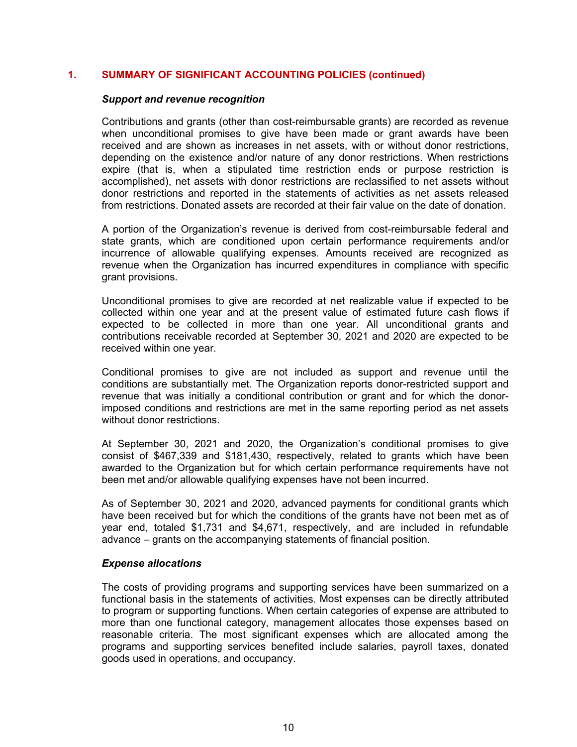## 1. SUMMARY OF SIGNIFICANT ACCOUNTING POLICIES (continued)

***Support and revenue recognition***

Contributions and grants (other than cost-reimbursable grants) are recorded as revenue when unconditional promises to give have been made or grant awards have been received and are shown as increases in net assets, with or without donor restrictions, depending on the existence and/or nature of any donor restrictions. When restrictions expire (that is, when a stipulated time restriction ends or purpose restriction is accomplished), net assets with donor restrictions are reclassified to net assets without donor restrictions and reported in the statements of activities as net assets released from restrictions. Donated assets are recorded at their fair value on the date of donation.

A portion of the Organization's revenue is derived from cost-reimbursable federal and state grants, which are conditioned upon certain performance requirements and/or incurrence of allowable qualifying expenses. Amounts received are recognized as revenue when the Organization has incurred expenditures in compliance with specific grant provisions.

Unconditional promises to give are recorded at net realizable value if expected to be collected within one year and at the present value of estimated future cash flows if expected to be collected in more than one year. All unconditional grants and contributions receivable recorded at September 30, 2021 and 2020 are expected to be received within one year.

Conditional promises to give are not included as support and revenue until the conditions are substantially met. The Organization reports donor-restricted support and revenue that was initially a conditional contribution or grant and for which the donor-imposed conditions and restrictions are met in the same reporting period as net assets without donor restrictions.

At September 30, 2021 and 2020, the Organization's conditional promises to give consist of $467,339 and $181,430, respectively, related to grants which have been awarded to the Organization but for which certain performance requirements have not been met and/or allowable qualifying expenses have not been incurred.

As of September 30, 2021 and 2020, advanced payments for conditional grants which have been received but for which the conditions of the grants have not been met as of year end, totaled $1,731 and $4,671, respectively, and are included in refundable advance – grants on the accompanying statements of financial position.

***Expense allocations***

The costs of providing programs and supporting services have been summarized on a functional basis in the statements of activities. Most expenses can be directly attributed to program or supporting functions. When certain categories of expense are attributed to more than one functional category, management allocates those expenses based on reasonable criteria. The most significant expenses which are allocated among the programs and supporting services benefited include salaries, payroll taxes, donated goods used in operations, and occupancy.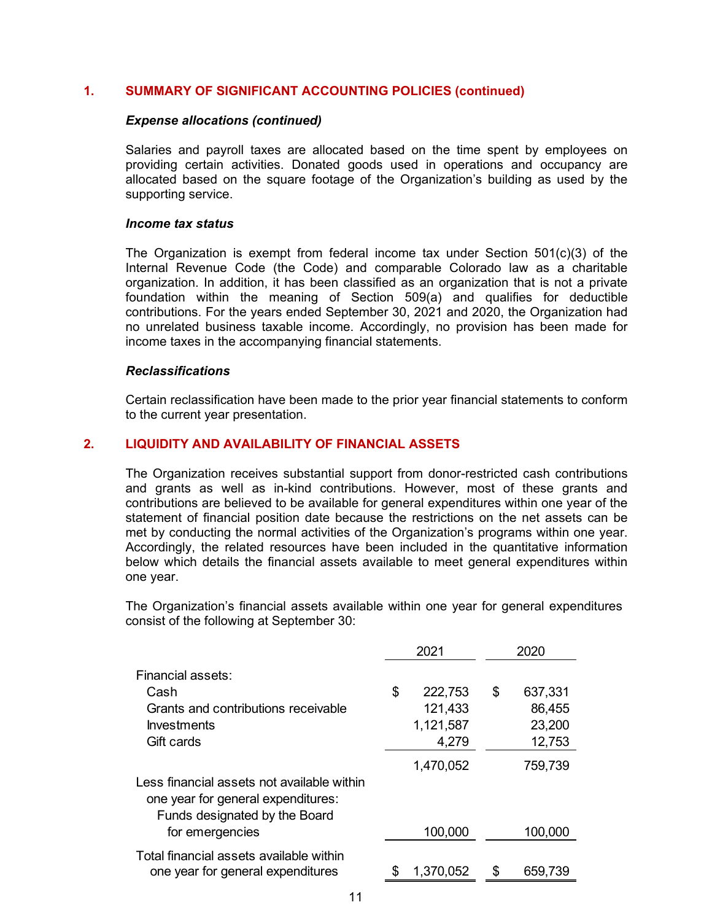## 1. SUMMARY OF SIGNIFICANT ACCOUNTING POLICIES (continued)

### *Expense allocations (continued)*

Salaries and payroll taxes are allocated based on the time spent by employees on providing certain activities. Donated goods used in operations and occupancy are allocated based on the square footage of the Organization's building as used by the supporting service.

### *Income tax status*

The Organization is exempt from federal income tax under Section 501(c)(3) of the Internal Revenue Code (the Code) and comparable Colorado law as a charitable organization. In addition, it has been classified as an organization that is not a private foundation within the meaning of Section 509(a) and qualifies for deductible contributions. For the years ended September 30, 2021 and 2020, the Organization had no unrelated business taxable income. Accordingly, no provision has been made for income taxes in the accompanying financial statements.

### *Reclassifications*

Certain reclassification have been made to the prior year financial statements to conform to the current year presentation.

## 2. LIQUIDITY AND AVAILABILITY OF FINANCIAL ASSETS

The Organization receives substantial support from donor-restricted cash contributions and grants as well as in-kind contributions. However, most of these grants and contributions are believed to be available for general expenditures within one year of the statement of financial position date because the restrictions on the net assets can be met by conducting the normal activities of the Organization's programs within one year. Accordingly, the related resources have been included in the quantitative information below which details the financial assets available to meet general expenditures within one year.

The Organization's financial assets available within one year for general expenditures consist of the following at September 30:

| | 2021 | 2020 |
|---|---|---|
| Financial assets: | | |
| Cash | $ 222,753 | $ 637,331 |
| Grants and contributions receivable | 121,433 | 86,455 |
| Investments | 1,121,587 | 23,200 |
| Gift cards | 4,279 | 12,753 |
| | 1,470,052 | 759,739 |
| Less financial assets not available within one year for general expenditures: | | |
| Funds designated by the Board for emergencies | 100,000 | 100,000 |
| Total financial assets available within one year for general expenditures | $ 1,370,052 | $ 659,739 |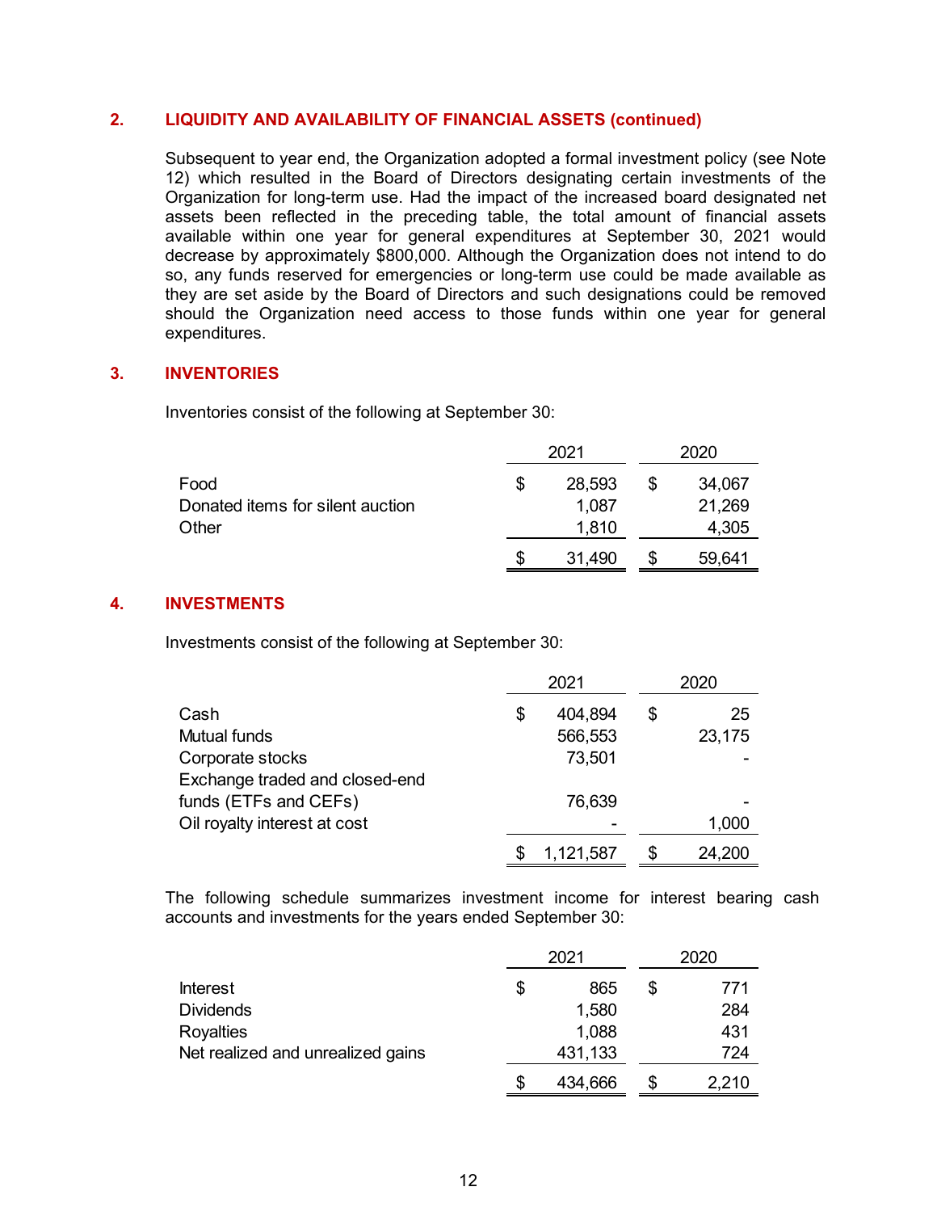## 2. LIQUIDITY AND AVAILABILITY OF FINANCIAL ASSETS (continued)

Subsequent to year end, the Organization adopted a formal investment policy (see Note 12) which resulted in the Board of Directors designating certain investments of the Organization for long-term use. Had the impact of the increased board designated net assets been reflected in the preceding table, the total amount of financial assets available within one year for general expenditures at September 30, 2021 would decrease by approximately $800,000. Although the Organization does not intend to do so, any funds reserved for emergencies or long-term use could be made available as they are set aside by the Board of Directors and such designations could be removed should the Organization need access to those funds within one year for general expenditures.

## 3. INVENTORIES

Inventories consist of the following at September 30:

| | 2021 | 2020 |
|---|---|---|
| Food | $ 28,593 | $ 34,067 |
| Donated items for silent auction | 1,087 | 21,269 |
| Other | 1,810 | 4,305 |
| | $ 31,490 | $ 59,641 |

## 4. INVESTMENTS

Investments consist of the following at September 30:

| | 2021 | 2020 |
|---|---|---|
| Cash | $ 404,894 | $ 25 |
| Mutual funds | 566,553 | 23,175 |
| Corporate stocks | 73,501 | - |
| Exchange traded and closed-end funds (ETFs and CEFs) | 76,639 | - |
| Oil royalty interest at cost | - | 1,000 |
| | $ 1,121,587 | $ 24,200 |

The following schedule summarizes investment income for interest bearing cash accounts and investments for the years ended September 30:

| | 2021 | 2020 |
|---|---|---|
| Interest | $ 865 | $ 771 |
| Dividends | 1,580 | 284 |
| Royalties | 1,088 | 431 |
| Net realized and unrealized gains | 431,133 | 724 |
| | $ 434,666 | $ 2,210 |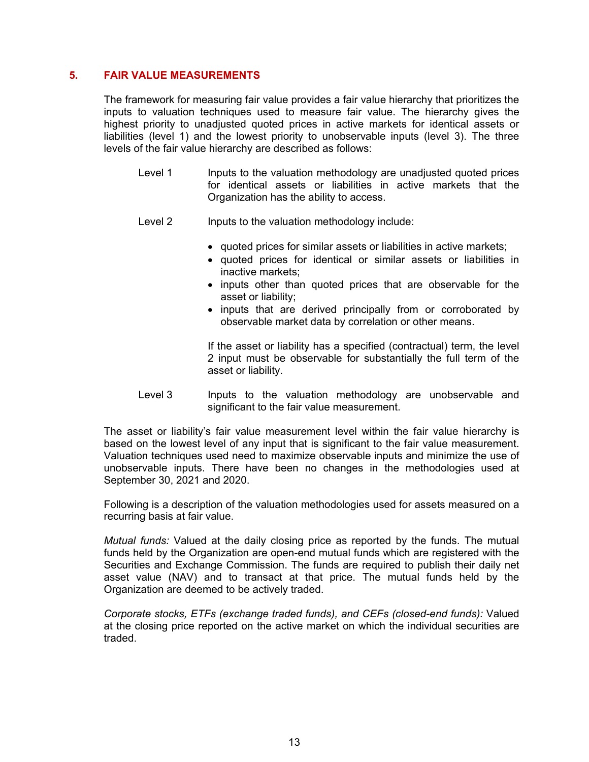## 5. FAIR VALUE MEASUREMENTS

The framework for measuring fair value provides a fair value hierarchy that prioritizes the inputs to valuation techniques used to measure fair value. The hierarchy gives the highest priority to unadjusted quoted prices in active markets for identical assets or liabilities (level 1) and the lowest priority to unobservable inputs (level 3). The three levels of the fair value hierarchy are described as follows:

Level 1 — Inputs to the valuation methodology are unadjusted quoted prices for identical assets or liabilities in active markets that the Organization has the ability to access.

Level 2 — Inputs to the valuation methodology include:

- quoted prices for similar assets or liabilities in active markets;
- quoted prices for identical or similar assets or liabilities in inactive markets;
- inputs other than quoted prices that are observable for the asset or liability;
- inputs that are derived principally from or corroborated by observable market data by correlation or other means.

If the asset or liability has a specified (contractual) term, the level 2 input must be observable for substantially the full term of the asset or liability.

Level 3 — Inputs to the valuation methodology are unobservable and significant to the fair value measurement.

The asset or liability's fair value measurement level within the fair value hierarchy is based on the lowest level of any input that is significant to the fair value measurement. Valuation techniques used need to maximize observable inputs and minimize the use of unobservable inputs. There have been no changes in the methodologies used at September 30, 2021 and 2020.

Following is a description of the valuation methodologies used for assets measured on a recurring basis at fair value.

*Mutual funds:* Valued at the daily closing price as reported by the funds. The mutual funds held by the Organization are open-end mutual funds which are registered with the Securities and Exchange Commission. The funds are required to publish their daily net asset value (NAV) and to transact at that price. The mutual funds held by the Organization are deemed to be actively traded.

*Corporate stocks, ETFs (exchange traded funds), and CEFs (closed-end funds):* Valued at the closing price reported on the active market on which the individual securities are traded.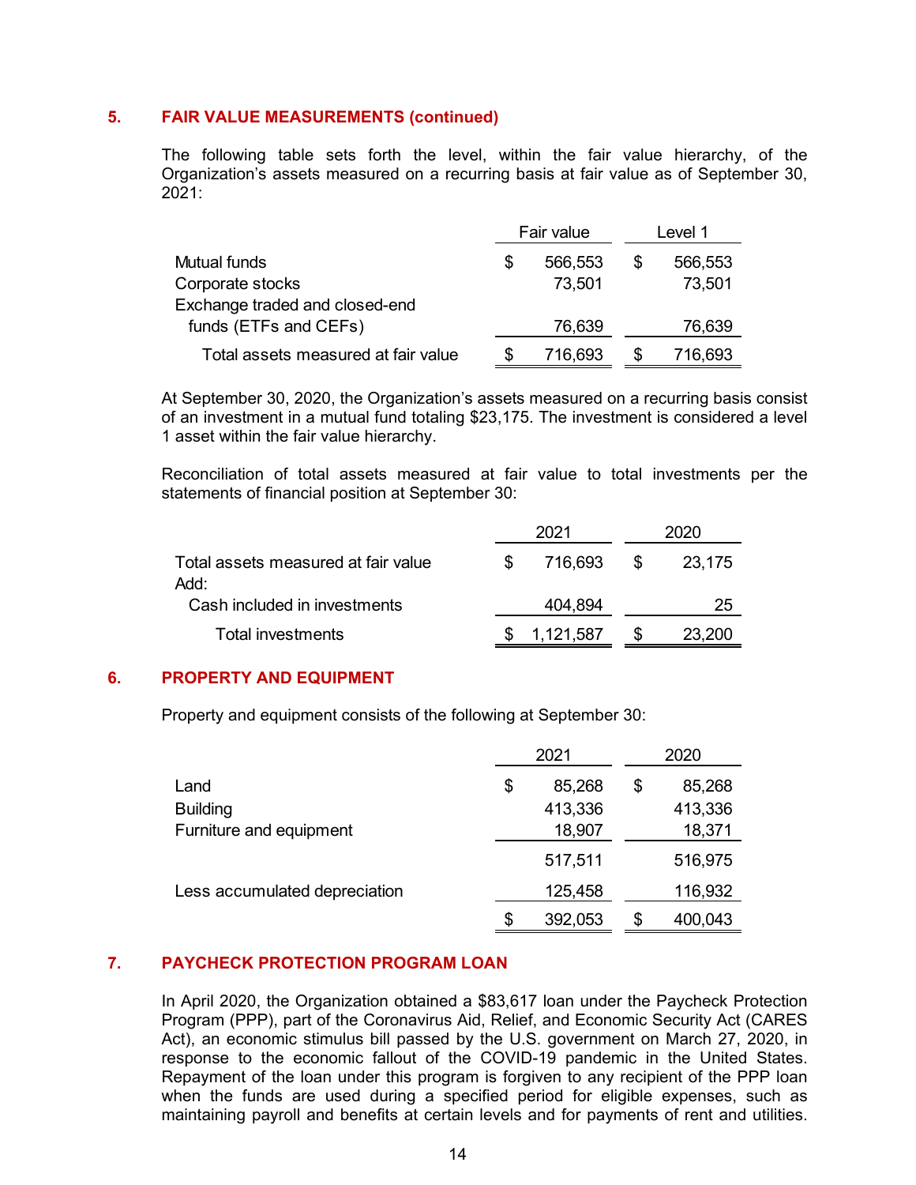## 5. FAIR VALUE MEASUREMENTS (continued)

The following table sets forth the level, within the fair value hierarchy, of the Organization's assets measured on a recurring basis at fair value as of September 30, 2021:

| | Fair value | Level 1 |
|---|---|---|
| Mutual funds | $ 566,553 | $ 566,553 |
| Corporate stocks | 73,501 | 73,501 |
| Exchange traded and closed-end funds (ETFs and CEFs) | 76,639 | 76,639 |
| Total assets measured at fair value | $ 716,693 | $ 716,693 |

At September 30, 2020, the Organization's assets measured on a recurring basis consist of an investment in a mutual fund totaling $23,175. The investment is considered a level 1 asset within the fair value hierarchy.

Reconciliation of total assets measured at fair value to total investments per the statements of financial position at September 30:

| | 2021 | 2020 |
|---|---|---|
| Total assets measured at fair value | $ 716,693 | $ 23,175 |
| Add: | | |
| Cash included in investments | 404,894 | 25 |
| Total investments | $ 1,121,587 | $ 23,200 |

## 6. PROPERTY AND EQUIPMENT

Property and equipment consists of the following at September 30:

| | 2021 | 2020 |
|---|---|---|
| Land | $ 85,268 | $ 85,268 |
| Building | 413,336 | 413,336 |
| Furniture and equipment | 18,907 | 18,371 |
| | 517,511 | 516,975 |
| Less accumulated depreciation | 125,458 | 116,932 |
| | $ 392,053 | $ 400,043 |

## 7. PAYCHECK PROTECTION PROGRAM LOAN

In April 2020, the Organization obtained a $83,617 loan under the Paycheck Protection Program (PPP), part of the Coronavirus Aid, Relief, and Economic Security Act (CARES Act), an economic stimulus bill passed by the U.S. government on March 27, 2020, in response to the economic fallout of the COVID-19 pandemic in the United States. Repayment of the loan under this program is forgiven to any recipient of the PPP loan when the funds are used during a specified period for eligible expenses, such as maintaining payroll and benefits at certain levels and for payments of rent and utilities.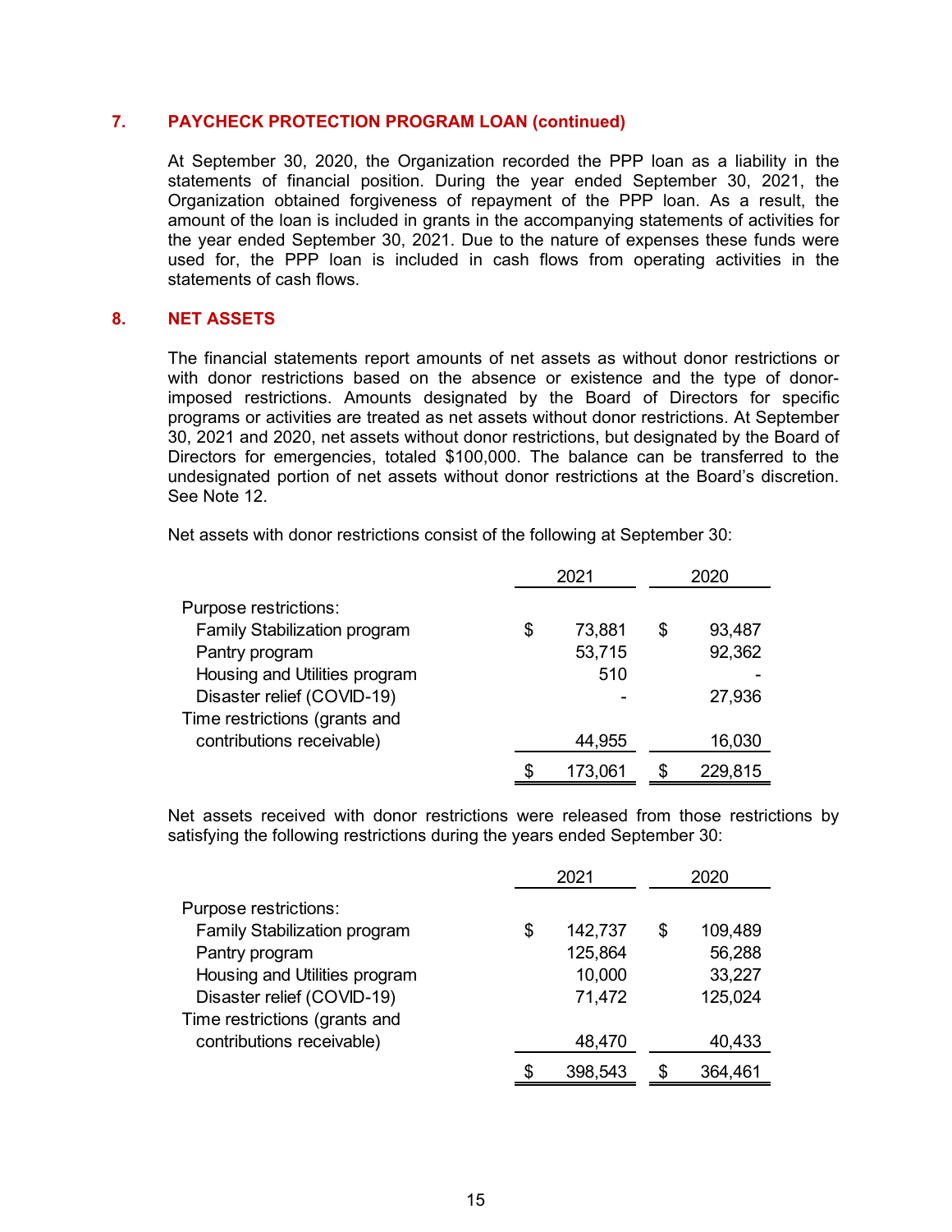## 7. PAYCHECK PROTECTION PROGRAM LOAN (continued)

At September 30, 2020, the Organization recorded the PPP loan as a liability in the statements of financial position. During the year ended September 30, 2021, the Organization obtained forgiveness of repayment of the PPP loan. As a result, the amount of the loan is included in grants in the accompanying statements of activities for the year ended September 30, 2021. Due to the nature of expenses these funds were used for, the PPP loan is included in cash flows from operating activities in the statements of cash flows.

## 8. NET ASSETS

The financial statements report amounts of net assets as without donor restrictions or with donor restrictions based on the absence or existence and the type of donor-imposed restrictions. Amounts designated by the Board of Directors for specific programs or activities are treated as net assets without donor restrictions. At September 30, 2021 and 2020, net assets without donor restrictions, but designated by the Board of Directors for emergencies, totaled $100,000. The balance can be transferred to the undesignated portion of net assets without donor restrictions at the Board's discretion. See Note 12.

Net assets with donor restrictions consist of the following at September 30:

| | 2021 | 2020 |
|---|---|---|
| Purpose restrictions: | | |
| Family Stabilization program | $ 73,881 | $ 93,487 |
| Pantry program | 53,715 | 92,362 |
| Housing and Utilities program | 510 | - |
| Disaster relief (COVID-19) | - | 27,936 |
| Time restrictions (grants and contributions receivable) | 44,955 | 16,030 |
| | $ 173,061 | $ 229,815 |

Net assets received with donor restrictions were released from those restrictions by satisfying the following restrictions during the years ended September 30:

| | 2021 | 2020 |
|---|---|---|
| Purpose restrictions: | | |
| Family Stabilization program | $ 142,737 | $ 109,489 |
| Pantry program | 125,864 | 56,288 |
| Housing and Utilities program | 10,000 | 33,227 |
| Disaster relief (COVID-19) | 71,472 | 125,024 |
| Time restrictions (grants and contributions receivable) | 48,470 | 40,433 |
| | $ 398,543 | $ 364,461 |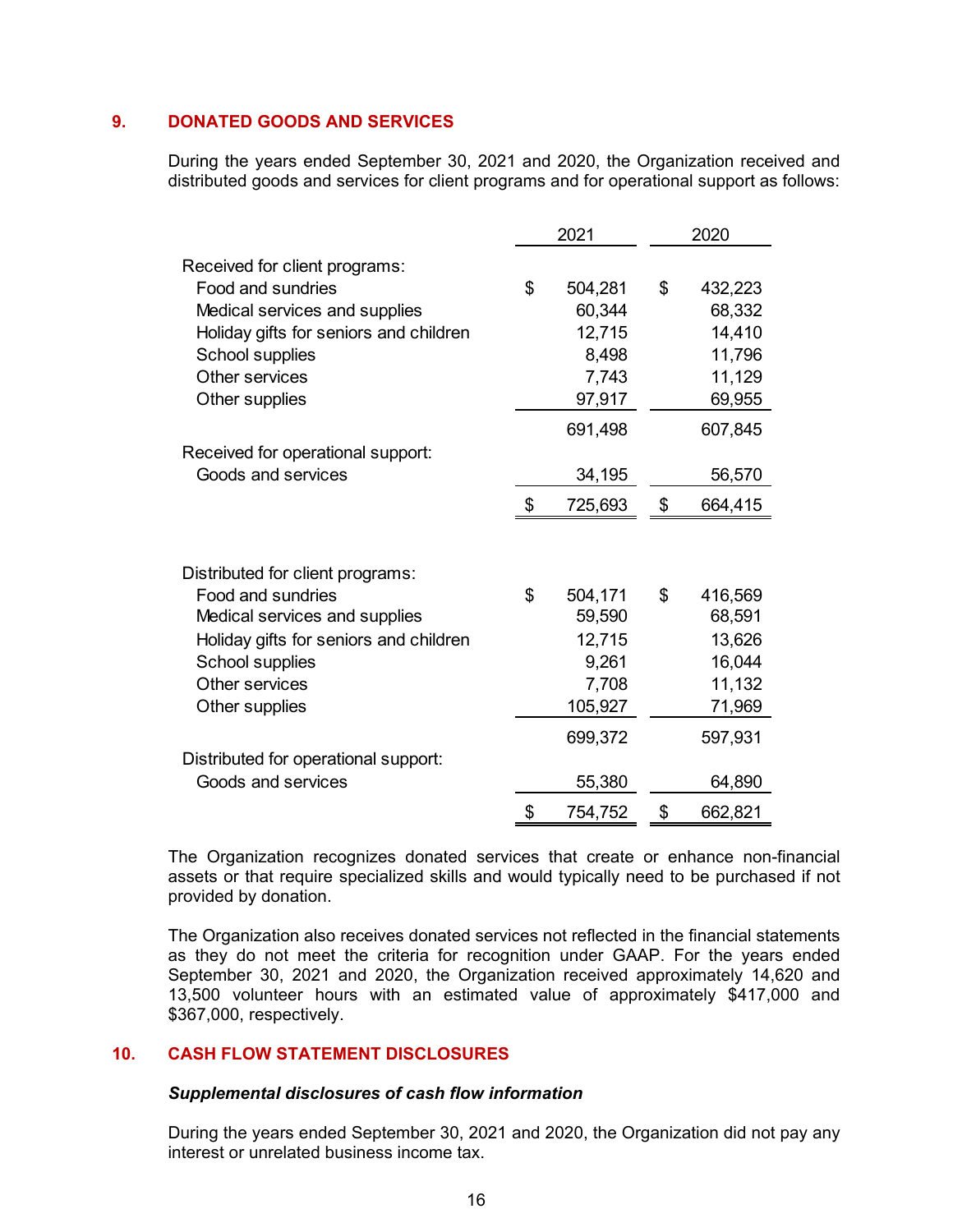## 9. DONATED GOODS AND SERVICES

During the years ended September 30, 2021 and 2020, the Organization received and distributed goods and services for client programs and for operational support as follows:

| | 2021 | 2020 |
|---|---|---|
| Received for client programs: | | |
| Food and sundries | $ 504,281 | $ 432,223 |
| Medical services and supplies | 60,344 | 68,332 |
| Holiday gifts for seniors and children | 12,715 | 14,410 |
| School supplies | 8,498 | 11,796 |
| Other services | 7,743 | 11,129 |
| Other supplies | 97,917 | 69,955 |
| | 691,498 | 607,845 |
| Received for operational support: | | |
| Goods and services | 34,195 | 56,570 |
| | $ 725,693 | $ 664,415 |
| Distributed for client programs: | | |
| Food and sundries | $ 504,171 | $ 416,569 |
| Medical services and supplies | 59,590 | 68,591 |
| Holiday gifts for seniors and children | 12,715 | 13,626 |
| School supplies | 9,261 | 16,044 |
| Other services | 7,708 | 11,132 |
| Other supplies | 105,927 | 71,969 |
| | 699,372 | 597,931 |
| Distributed for operational support: | | |
| Goods and services | 55,380 | 64,890 |
| | $ 754,752 | $ 662,821 |

The Organization recognizes donated services that create or enhance non-financial assets or that require specialized skills and would typically need to be purchased if not provided by donation.

The Organization also receives donated services not reflected in the financial statements as they do not meet the criteria for recognition under GAAP. For the years ended September 30, 2021 and 2020, the Organization received approximately 14,620 and 13,500 volunteer hours with an estimated value of approximately $417,000 and $367,000, respectively.

## 10. CASH FLOW STATEMENT DISCLOSURES

***Supplemental disclosures of cash flow information***

During the years ended September 30, 2021 and 2020, the Organization did not pay any interest or unrelated business income tax.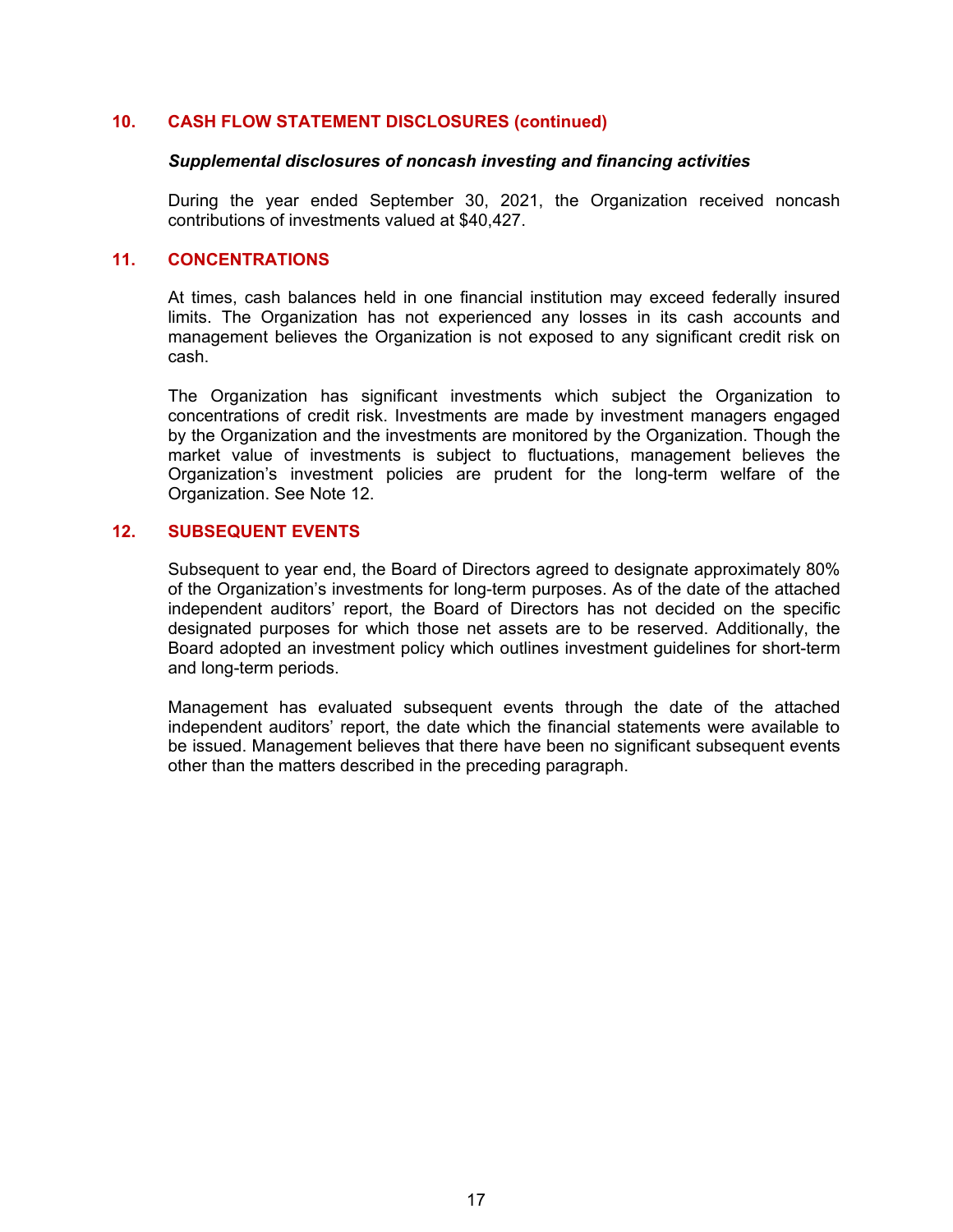## 10. CASH FLOW STATEMENT DISCLOSURES (continued)

***Supplemental disclosures of noncash investing and financing activities***

During the year ended September 30, 2021, the Organization received noncash contributions of investments valued at $40,427.

## 11. CONCENTRATIONS

At times, cash balances held in one financial institution may exceed federally insured limits. The Organization has not experienced any losses in its cash accounts and management believes the Organization is not exposed to any significant credit risk on cash.

The Organization has significant investments which subject the Organization to concentrations of credit risk. Investments are made by investment managers engaged by the Organization and the investments are monitored by the Organization. Though the market value of investments is subject to fluctuations, management believes the Organization's investment policies are prudent for the long-term welfare of the Organization. See Note 12.

## 12. SUBSEQUENT EVENTS

Subsequent to year end, the Board of Directors agreed to designate approximately 80% of the Organization's investments for long-term purposes. As of the date of the attached independent auditors' report, the Board of Directors has not decided on the specific designated purposes for which those net assets are to be reserved. Additionally, the Board adopted an investment policy which outlines investment guidelines for short-term and long-term periods.

Management has evaluated subsequent events through the date of the attached independent auditors' report, the date which the financial statements were available to be issued. Management believes that there have been no significant subsequent events other than the matters described in the preceding paragraph.